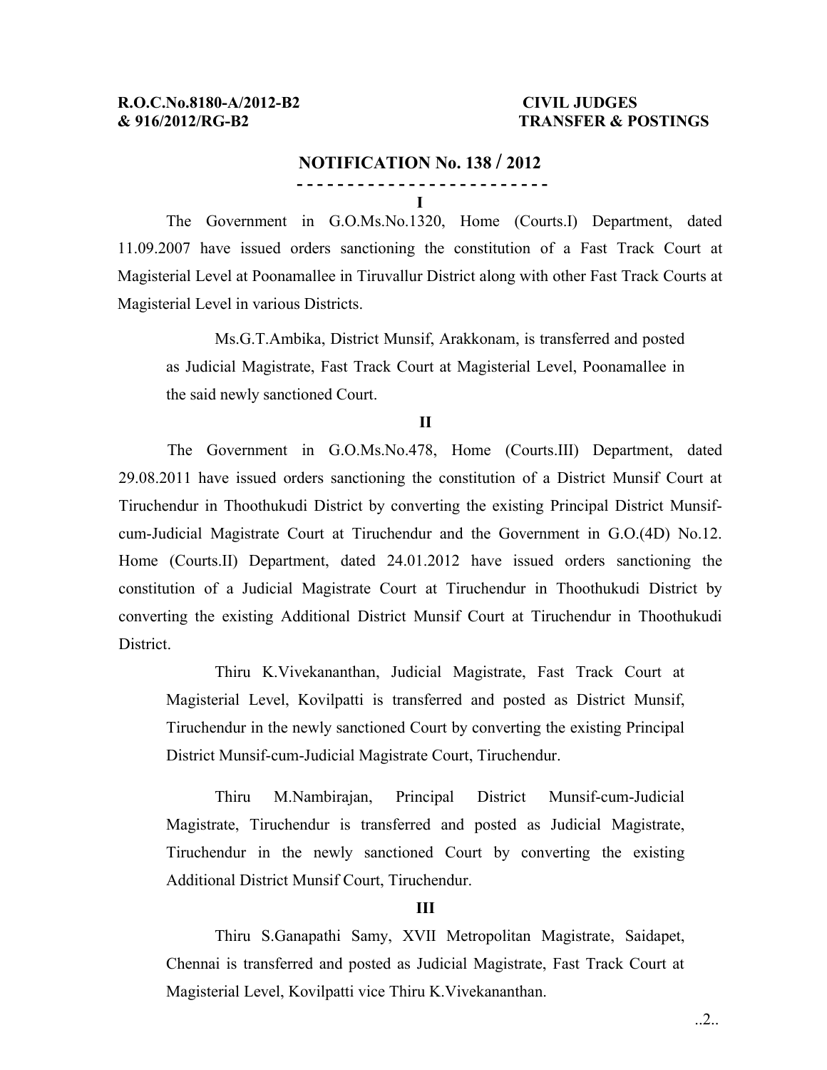**R.O.C.No.8180-A/2012-B2 & 916/2012/RG-B2**

**CIVIL JUDGES TRANSFER & POSTINGS**

## NOTIFICATION No. 138 / 2012

**I**

The Government in G.O.Ms.No.1320, Home (Courts.I) Department, dated 11.09.2007 have issued orders sanctioning the constitution of a Fast Track Court at Magisterial Level at Poonamallee in Tiruvallur District along with other Fast Track Courts at Magisterial Level in various Districts.

> Ms.G.T.Ambika, District Munsif, Arakkonam, is transferred and posted as Judicial Magistrate, Fast Track Court at Magisterial Level, Poonamallee in the said newly sanctioned Court.

**II**

The Government in G.O.Ms.No.478, Home (Courts.III) Department, dated 29.08.2011 have issued orders sanctioning the constitution of a District Munsif Court at Tiruchendur in Thoothukudi District by converting the existing Principal District Munsif-cum-Judicial Magistrate Court at Tiruchendur and the Government in G.O.(4D) No.12. Home (Courts.II) Department, dated 24.01.2012 have issued orders sanctioning the constitution of a Judicial Magistrate Court at Tiruchendur in Thoothukudi District by converting the existing Additional District Munsif Court at Tiruchendur in Thoothukudi District.

> Thiru K.Vivekananthan, Judicial Magistrate, Fast Track Court at Magisterial Level, Kovilpatti is transferred and posted as District Munsif, Tiruchendur in the newly sanctioned Court by converting the existing Principal District Munsif-cum-Judicial Magistrate Court, Tiruchendur.

> Thiru M.Nambirajan, Principal District Munsif-cum-Judicial Magistrate, Tiruchendur is transferred and posted as Judicial Magistrate, Tiruchendur in the newly sanctioned Court by converting the existing Additional District Munsif Court, Tiruchendur.

**III**

> Thiru S.Ganapathi Samy, XVII Metropolitan Magistrate, Saidapet, Chennai is transferred and posted as Judicial Magistrate, Fast Track Court at Magisterial Level, Kovilpatti vice Thiru K.Vivekananthan.

..2..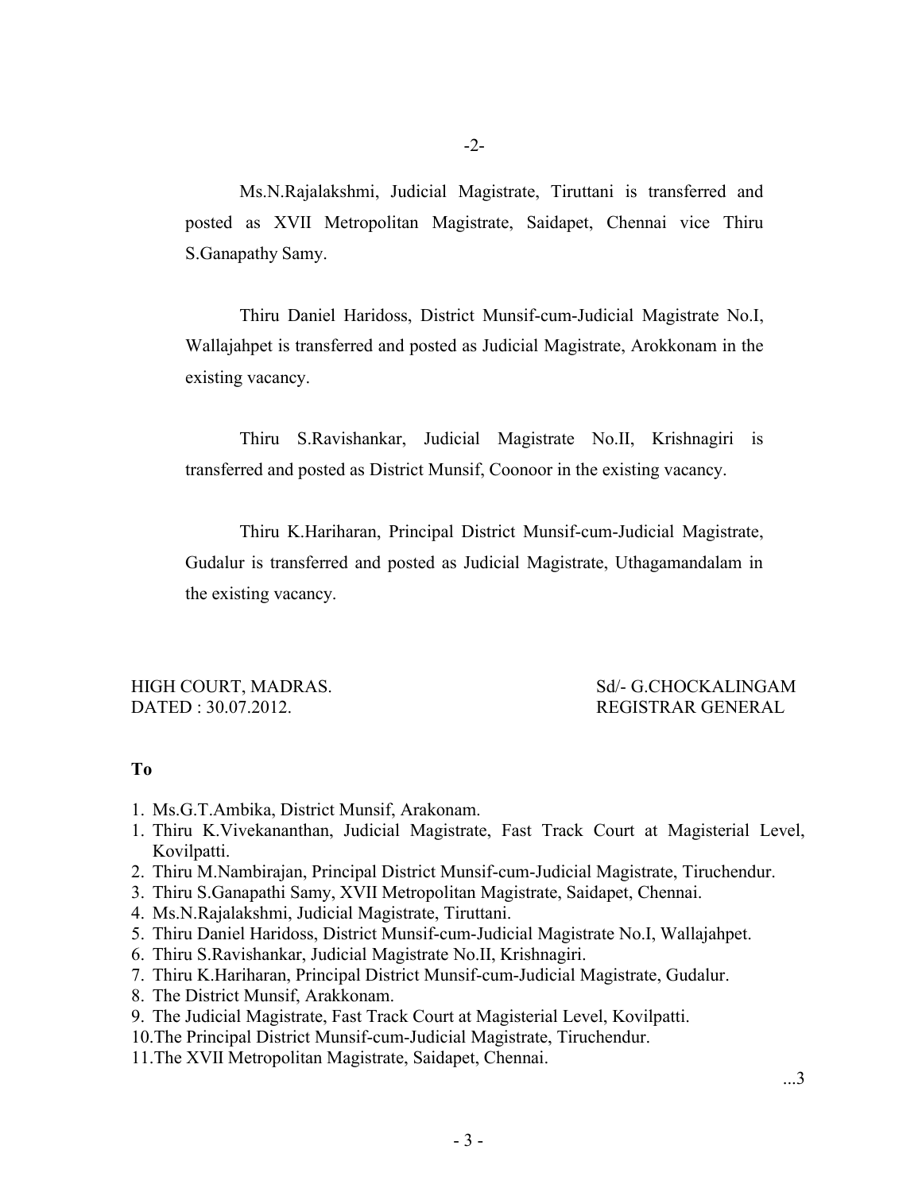Ms.N.Rajalakshmi, Judicial Magistrate, Tiruttani is transferred and posted as XVII Metropolitan Magistrate, Saidapet, Chennai vice Thiru S.Ganapathy Samy.

Thiru Daniel Haridoss, District Munsif-cum-Judicial Magistrate No.I, Wallajahpet is transferred and posted as Judicial Magistrate, Arokkonam in the existing vacancy.

Thiru S.Ravishankar, Judicial Magistrate No.II, Krishnagiri is transferred and posted as District Munsif, Coonoor in the existing vacancy.

Thiru K.Hariharan, Principal District Munsif-cum-Judicial Magistrate, Gudalur is transferred and posted as Judicial Magistrate, Uthagamandalam in the existing vacancy.

HIGH COURT, MADRAS.
DATED : 30.07.2012.

Sd/- G.CHOCKALINGAM
REGISTRAR GENERAL

**To**

1. Ms.G.T.Ambika, District Munsif, Arakonam.
1. Thiru K.Vivekananthan, Judicial Magistrate, Fast Track Court at Magisterial Level, Kovilpatti.
2. Thiru M.Nambirajan, Principal District Munsif-cum-Judicial Magistrate, Tiruchendur.
3. Thiru S.Ganapathi Samy, XVII Metropolitan Magistrate, Saidapet, Chennai.
4. Ms.N.Rajalakshmi, Judicial Magistrate, Tiruttani.
5. Thiru Daniel Haridoss, District Munsif-cum-Judicial Magistrate No.I, Wallajahpet.
6. Thiru S.Ravishankar, Judicial Magistrate No.II, Krishnagiri.
7. Thiru K.Hariharan, Principal District Munsif-cum-Judicial Magistrate, Gudalur.
8. The District Munsif, Arakkonam.
9. The Judicial Magistrate, Fast Track Court at Magisterial Level, Kovilpatti.
10. The Principal District Munsif-cum-Judicial Magistrate, Tiruchendur.
11. The XVII Metropolitan Magistrate, Saidapet, Chennai.

...3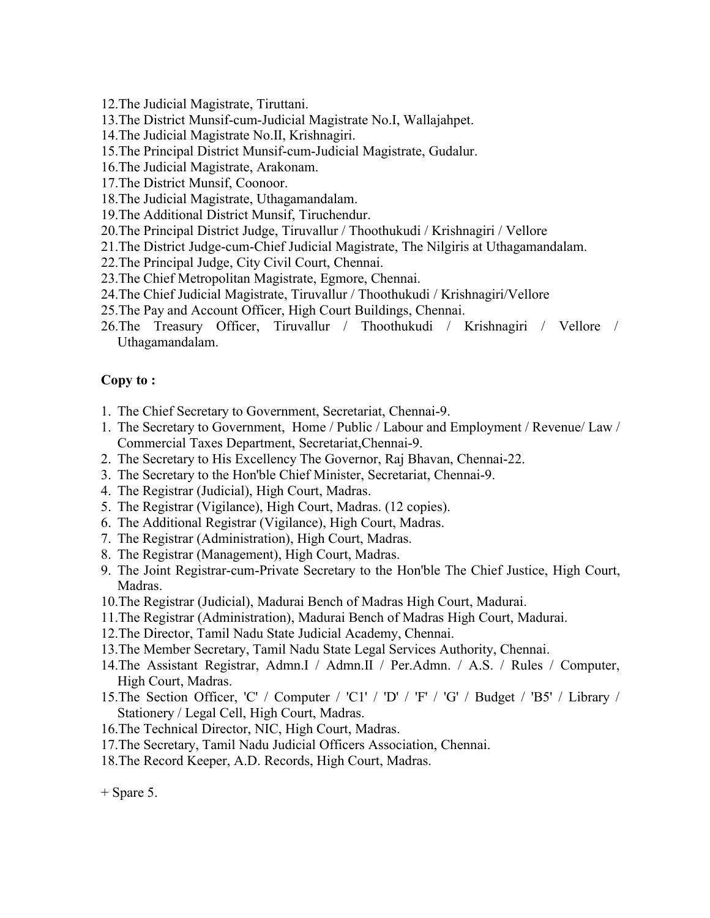12.The Judicial Magistrate, Tiruttani.
13.The District Munsif-cum-Judicial Magistrate No.I, Wallajahpet.
14.The Judicial Magistrate No.II, Krishnagiri.
15.The Principal District Munsif-cum-Judicial Magistrate, Gudalur.
16.The Judicial Magistrate, Arakonam.
17.The District Munsif, Coonoor.
18.The Judicial Magistrate, Uthagamandalam.
19.The Additional District Munsif, Tiruchendur.
20.The Principal District Judge, Tiruvallur / Thoothukudi / Krishnagiri / Vellore
21.The District Judge-cum-Chief Judicial Magistrate, The Nilgiris at Uthagamandalam.
22.The Principal Judge, City Civil Court, Chennai.
23.The Chief Metropolitan Magistrate, Egmore, Chennai.
24.The Chief Judicial Magistrate, Tiruvallur / Thoothukudi / Krishnagiri/Vellore
25.The Pay and Account Officer, High Court Buildings, Chennai.
26.The Treasury Officer, Tiruvallur / Thoothukudi / Krishnagiri / Vellore / Uthagamandalam.

**Copy to :**

1. The Chief Secretary to Government, Secretariat, Chennai-9.
1. The Secretary to Government, Home / Public / Labour and Employment / Revenue/ Law / Commercial Taxes Department, Secretariat,Chennai-9.
2. The Secretary to His Excellency The Governor, Raj Bhavan, Chennai-22.
3. The Secretary to the Hon'ble Chief Minister, Secretariat, Chennai-9.
4. The Registrar (Judicial), High Court, Madras.
5. The Registrar (Vigilance), High Court, Madras. (12 copies).
6. The Additional Registrar (Vigilance), High Court, Madras.
7. The Registrar (Administration), High Court, Madras.
8. The Registrar (Management), High Court, Madras.
9. The Joint Registrar-cum-Private Secretary to the Hon'ble The Chief Justice, High Court, Madras.
10.The Registrar (Judicial), Madurai Bench of Madras High Court, Madurai.
11.The Registrar (Administration), Madurai Bench of Madras High Court, Madurai.
12.The Director, Tamil Nadu State Judicial Academy, Chennai.
13.The Member Secretary, Tamil Nadu State Legal Services Authority, Chennai.
14.The Assistant Registrar, Admn.I / Admn.II / Per.Admn. / A.S. / Rules / Computer, High Court, Madras.
15.The Section Officer, 'C' / Computer / 'C1' / 'D' / 'F' / 'G' / Budget / 'B5' / Library / Stationery / Legal Cell, High Court, Madras.
16.The Technical Director, NIC, High Court, Madras.
17.The Secretary, Tamil Nadu Judicial Officers Association, Chennai.
18.The Record Keeper, A.D. Records, High Court, Madras.

+ Spare 5.